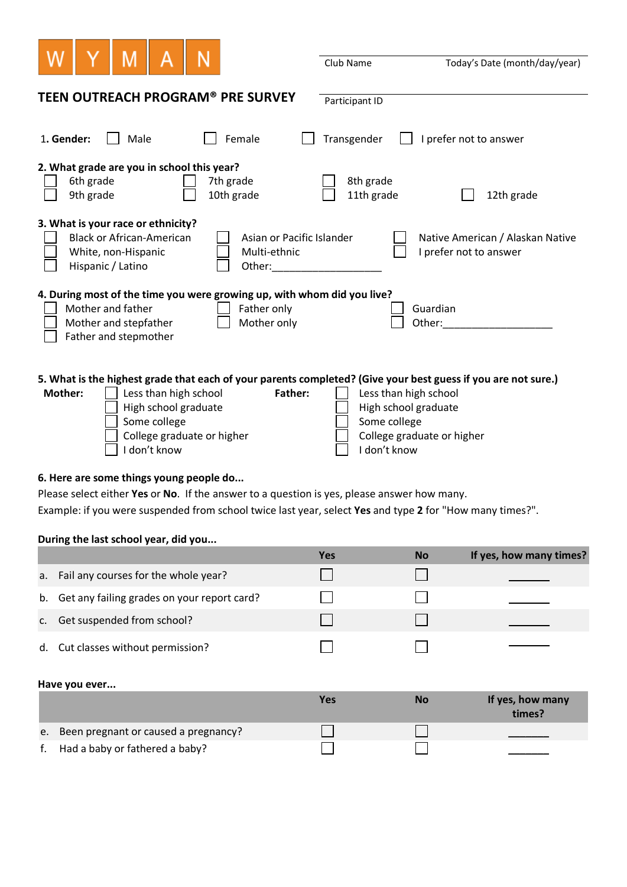WYMAN

Club Name ____________ Today's Date (month/day/year) ____________

# TEEN OUTREACH PROGRAM® PRE SURVEY

Participant ID ____________

1. **Gender:** ☐ Male ☐ Female ☐ Transgender ☐ I prefer not to answer

**2. What grade are you in school this year?**

☐ 6th grade ☐ 7th grade ☐ 8th grade
☐ 9th grade ☐ 10th grade ☐ 11th grade ☐ 12th grade

**3. What is your race or ethnicity?**

☐ Black or African-American ☐ Asian or Pacific Islander ☐ Native American / Alaskan Native
☐ White, non-Hispanic ☐ Multi-ethnic ☐ I prefer not to answer
☐ Hispanic / Latino ☐ Other:___________________

**4. During most of the time you were growing up, with whom did you live?**

☐ Mother and father ☐ Father only ☐ Guardian
☐ Mother and stepfather ☐ Mother only ☐ Other:___________________
☐ Father and stepmother

**5. What is the highest grade that each of your parents completed? (Give your best guess if you are not sure.)**

**Mother:**
☐ Less than high school
☐ High school graduate
☐ Some college
☐ College graduate or higher
☐ I don't know

**Father:**
☐ Less than high school
☐ High school graduate
☐ Some college
☐ College graduate or higher
☐ I don't know

**6. Here are some things young people do...**

Please select either **Yes** or **No**. If the answer to a question is yes, please answer how many.
Example: if you were suspended from school twice last year, select **Yes** and type **2** for "How many times?".

**During the last school year, did you...**

| | Yes | No | If yes, how many times? |
|---|---|---|---|
| a. Fail any courses for the whole year? | ☐ | ☐ | ______ |
| b. Get any failing grades on your report card? | ☐ | ☐ | ______ |
| c. Get suspended from school? | ☐ | ☐ | ______ |
| d. Cut classes without permission? | ☐ | ☐ | ______ |

**Have you ever...**

| | Yes | No | If yes, how many times? |
|---|---|---|---|
| e. Been pregnant or caused a pregnancy? | ☐ | ☐ | ______ |
| f. Had a baby or fathered a baby? | ☐ | ☐ | ______ |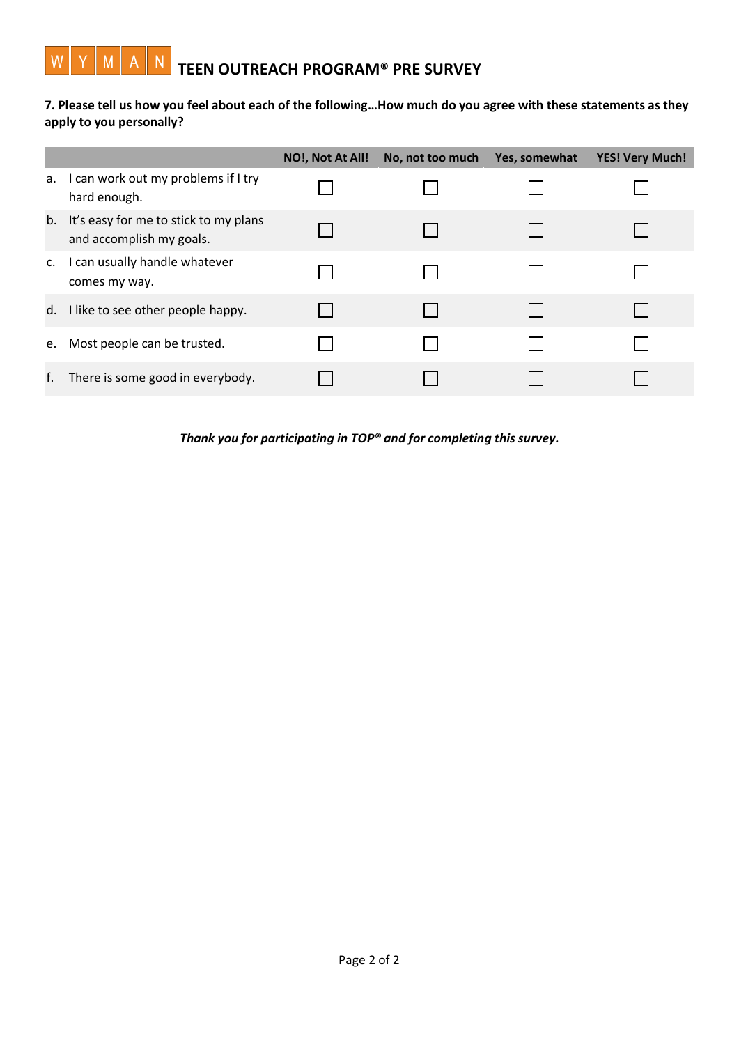# W Y M A N TEEN OUTREACH PROGRAM® PRE SURVEY

**7. Please tell us how you feel about each of the following…How much do you agree with these statements as they apply to you personally?**

| | NO!, Not At All! | No, not too much | Yes, somewhat | YES! Very Much! |
|---|---|---|---|---|
| a. I can work out my problems if I try hard enough. | ☐ | ☐ | ☐ | ☐ |
| b. It's easy for me to stick to my plans and accomplish my goals. | ☐ | ☐ | ☐ | ☐ |
| c. I can usually handle whatever comes my way. | ☐ | ☐ | ☐ | ☐ |
| d. I like to see other people happy. | ☐ | ☐ | ☐ | ☐ |
| e. Most people can be trusted. | ☐ | ☐ | ☐ | ☐ |
| f. There is some good in everybody. | ☐ | ☐ | ☐ | ☐ |

***Thank you for participating in TOP® and for completing this survey.***